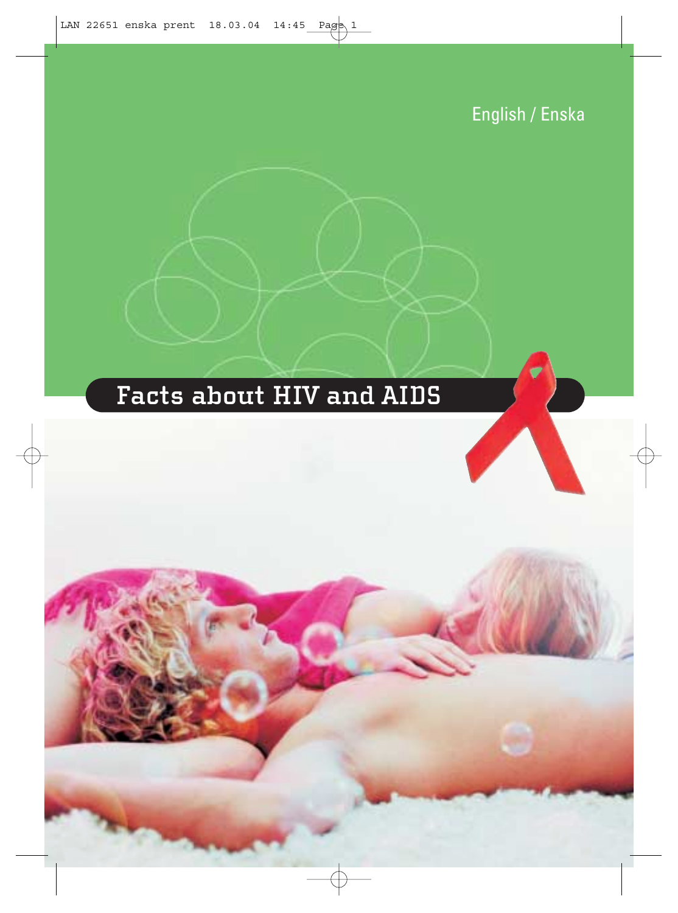English / Enska

# Facts about HIV and AIDS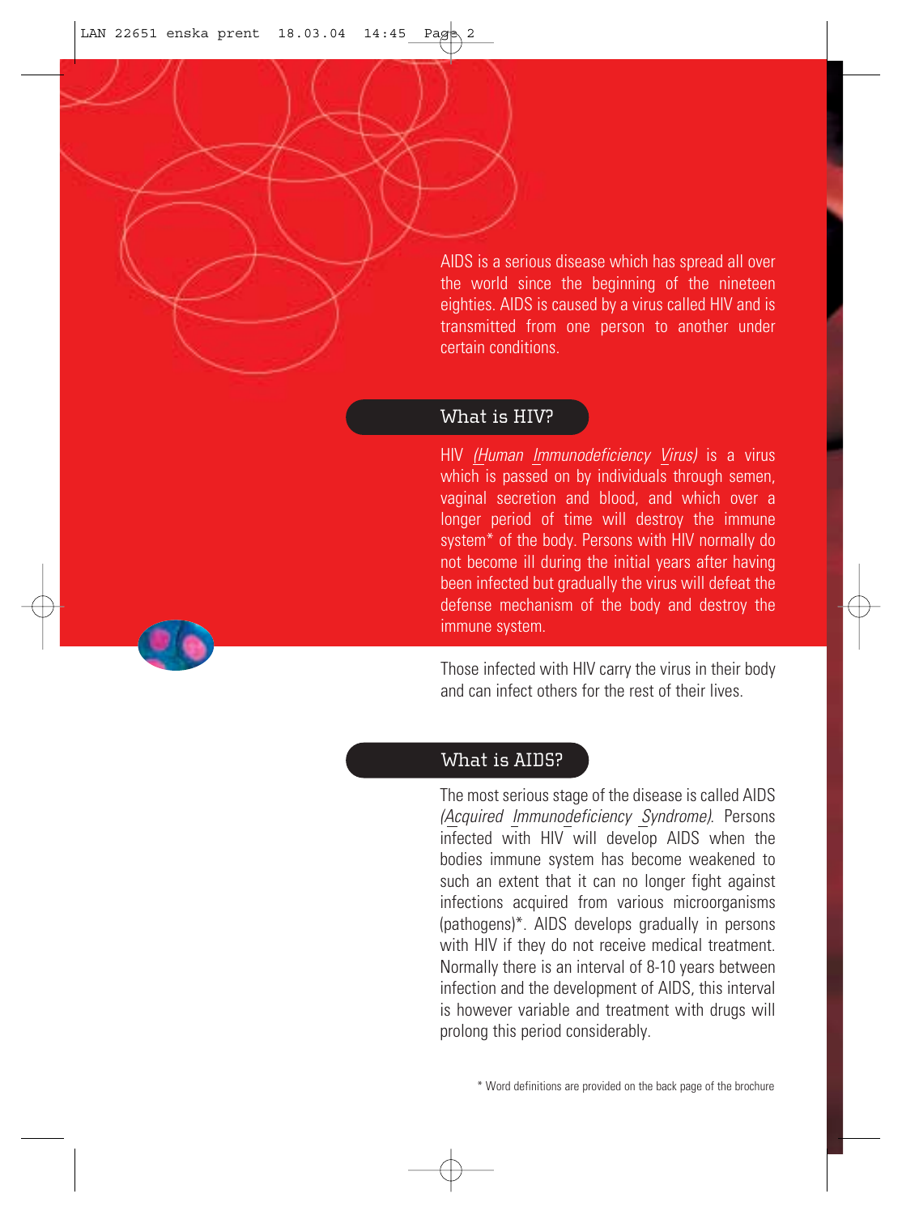AIDS is a serious disease which has spread all over the world since the beginning of the nineteen eighties. AIDS is caused by a virus called HIV and is transmitted from one person to another under certain conditions.

## What is HIV?

HIV *(Human Immunodeficiency Virus)* is a virus which is passed on by individuals through semen, vaginal secretion and blood, and which over a longer period of time will destroy the immune system* of the body. Persons with HIV normally do not become ill during the initial years after having been infected but gradually the virus will defeat the defense mechanism of the body and destroy the immune system.

Those infected with HIV carry the virus in their body and can infect others for the rest of their lives.

## What is AIDS?

The most serious stage of the disease is called AIDS *(Acquired Immunodeficiency Syndrome).* Persons infected with HIV will develop AIDS when the bodies immune system has become weakened to such an extent that it can no longer fight against infections acquired from various microorganisms (pathogens)*. AIDS develops gradually in persons with HIV if they do not receive medical treatment. Normally there is an interval of 8-10 years between infection and the development of AIDS, this interval is however variable and treatment with drugs will prolong this period considerably.

\* Word definitions are provided on the back page of the brochure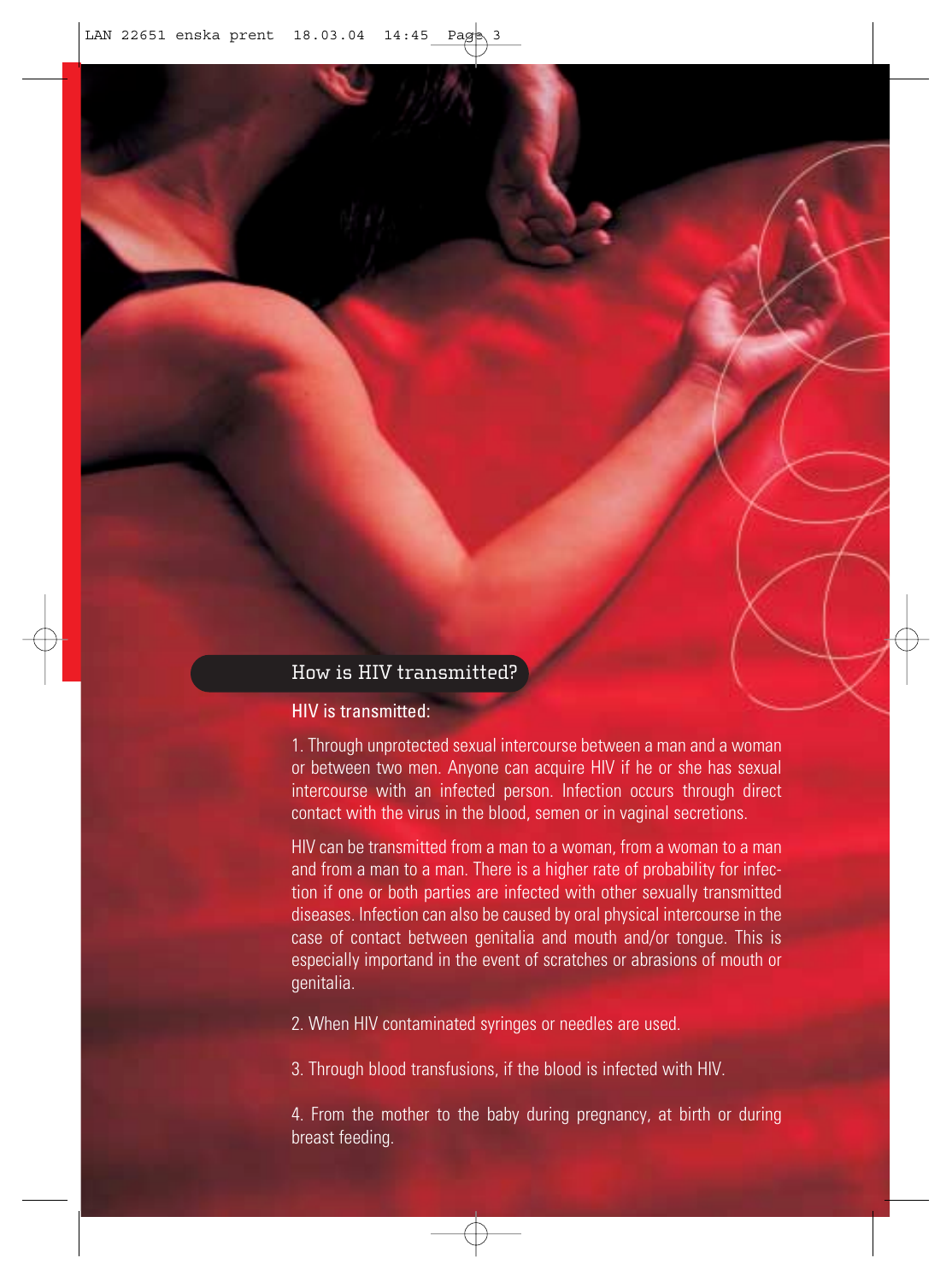## How is HIV transmitted?

HIV is transmitted:

1. Through unprotected sexual intercourse between a man and a woman or between two men. Anyone can acquire HIV if he or she has sexual intercourse with an infected person. Infection occurs through direct contact with the virus in the blood, semen or in vaginal secretions.

HIV can be transmitted from a man to a woman, from a woman to a man and from a man to a man. There is a higher rate of probability for infection if one or both parties are infected with other sexually transmitted diseases. Infection can also be caused by oral physical intercourse in the case of contact between genitalia and mouth and/or tongue. This is especially importand in the event of scratches or abrasions of mouth or genitalia.

2. When HIV contaminated syringes or needles are used.

3. Through blood transfusions, if the blood is infected with HIV.

4. From the mother to the baby during pregnancy, at birth or during breast feeding.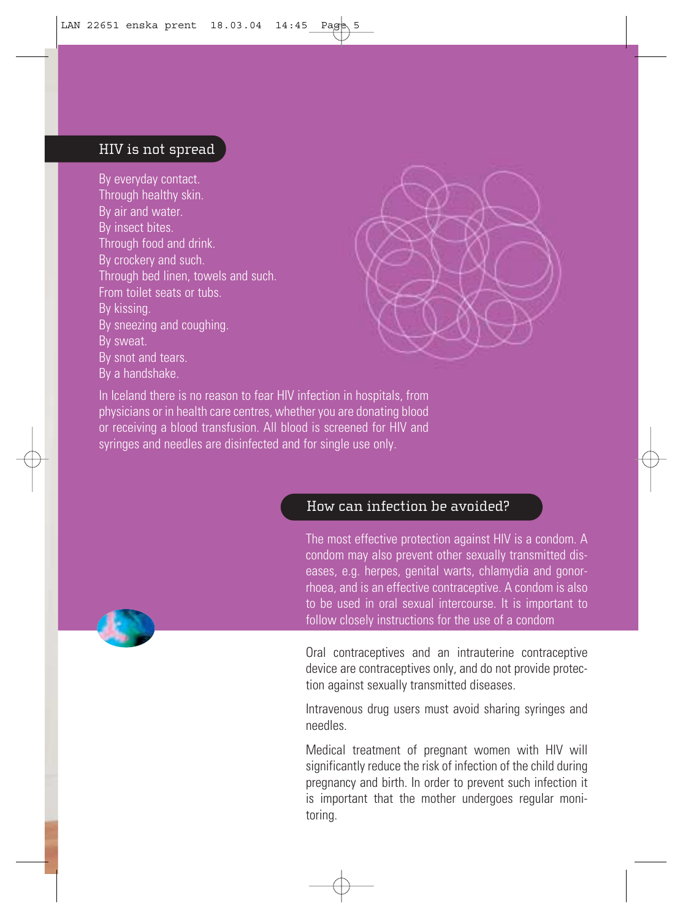## HIV is not spread

By everyday contact.
Through healthy skin.
By air and water.
By insect bites.
Through food and drink.
By crockery and such.
Through bed linen, towels and such.
From toilet seats or tubs.
By kissing.
By sneezing and coughing.
By sweat.
By snot and tears.
By a handshake.

In Iceland there is no reason to fear HIV infection in hospitals, from physicians or in health care centres, whether you are donating blood or receiving a blood transfusion. All blood is screened for HIV and syringes and needles are disinfected and for single use only.

## How can infection be avoided?

The most effective protection against HIV is a condom. A condom may also prevent other sexually transmitted diseases, e.g. herpes, genital warts, chlamydia and gonorrhoea, and is an effective contraceptive. A condom is also to be used in oral sexual intercourse. It is important to follow closely instructions for the use of a condom

Oral contraceptives and an intrauterine contraceptive device are contraceptives only, and do not provide protection against sexually transmitted diseases.

Intravenous drug users must avoid sharing syringes and needles.

Medical treatment of pregnant women with HIV will significantly reduce the risk of infection of the child during pregnancy and birth. In order to prevent such infection it is important that the mother undergoes regular monitoring.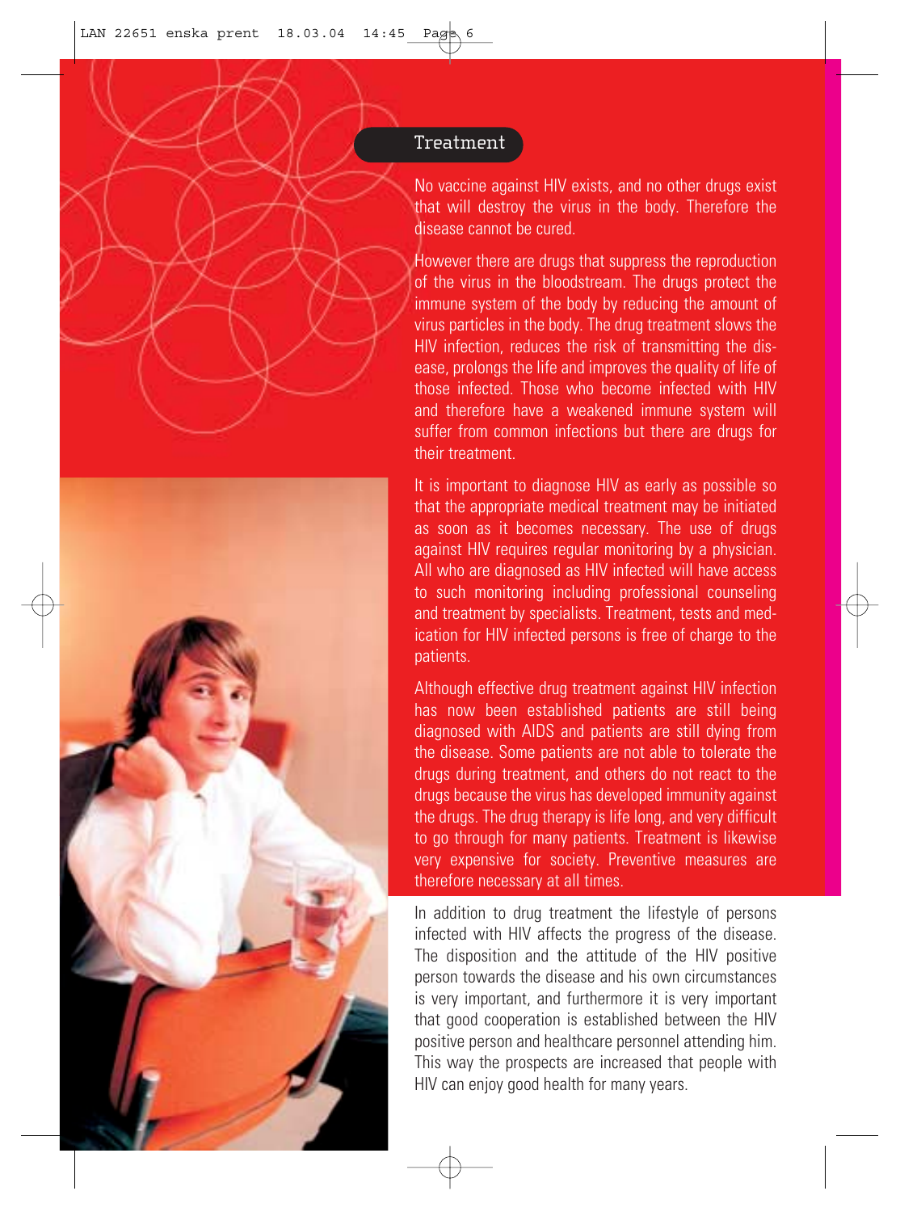## Treatment

No vaccine against HIV exists, and no other drugs exist that will destroy the virus in the body. Therefore the disease cannot be cured.

However there are drugs that suppress the reproduction of the virus in the bloodstream. The drugs protect the immune system of the body by reducing the amount of virus particles in the body. The drug treatment slows the HIV infection, reduces the risk of transmitting the disease, prolongs the life and improves the quality of life of those infected. Those who become infected with HIV and therefore have a weakened immune system will suffer from common infections but there are drugs for their treatment.

It is important to diagnose HIV as early as possible so that the appropriate medical treatment may be initiated as soon as it becomes necessary. The use of drugs against HIV requires regular monitoring by a physician. All who are diagnosed as HIV infected will have access to such monitoring including professional counseling and treatment by specialists. Treatment, tests and medication for HIV infected persons is free of charge to the patients.

Although effective drug treatment against HIV infection has now been established patients are still being diagnosed with AIDS and patients are still dying from the disease. Some patients are not able to tolerate the drugs during treatment, and others do not react to the drugs because the virus has developed immunity against the drugs. The drug therapy is life long, and very difficult to go through for many patients. Treatment is likewise very expensive for society. Preventive measures are therefore necessary at all times.

In addition to drug treatment the lifestyle of persons infected with HIV affects the progress of the disease. The disposition and the attitude of the HIV positive person towards the disease and his own circumstances is very important, and furthermore it is very important that good cooperation is established between the HIV positive person and healthcare personnel attending him. This way the prospects are increased that people with HIV can enjoy good health for many years.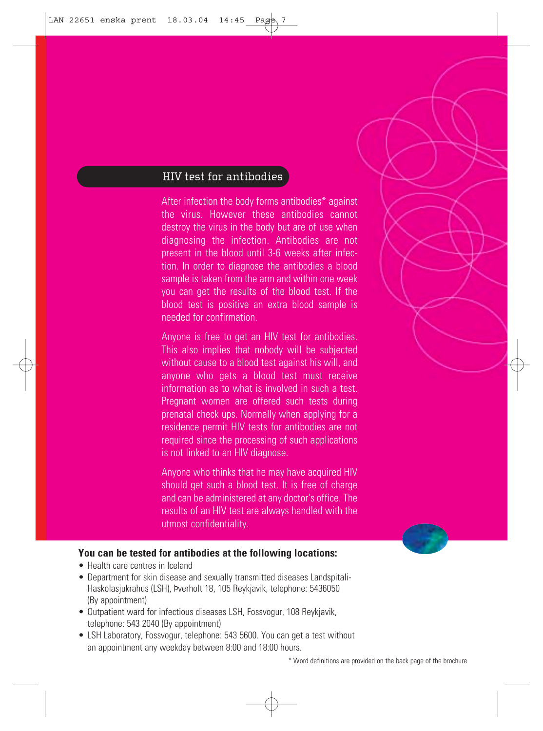## HIV test for antibodies

After infection the body forms antibodies* against the virus. However these antibodies cannot destroy the virus in the body but are of use when diagnosing the infection. Antibodies are not present in the blood until 3-6 weeks after infection. In order to diagnose the antibodies a blood sample is taken from the arm and within one week you can get the results of the blood test. If the blood test is positive an extra blood sample is needed for confirmation.

Anyone is free to get an HIV test for antibodies. This also implies that nobody will be subjected without cause to a blood test against his will, and anyone who gets a blood test must receive information as to what is involved in such a test. Pregnant women are offered such tests during prenatal check ups. Normally when applying for a residence permit HIV tests for antibodies are not required since the processing of such applications is not linked to an HIV diagnose.

Anyone who thinks that he may have acquired HIV should get such a blood test. It is free of charge and can be administered at any doctor's office. The results of an HIV test are always handled with the utmost confidentiality.

**You can be tested for antibodies at the following locations:**

- Health care centres in Iceland
- Department for skin disease and sexually transmitted diseases Landspitali-Haskolasjukrahus (LSH), Þverholt 18, 105 Reykjavik, telephone: 5436050 (By appointment)
- Outpatient ward for infectious diseases LSH, Fossvogur, 108 Reykjavik, telephone: 543 2040 (By appointment)
- LSH Laboratory, Fossvogur, telephone: 543 5600. You can get a test without an appointment any weekday between 8:00 and 18:00 hours.

* Word definitions are provided on the back page of the brochure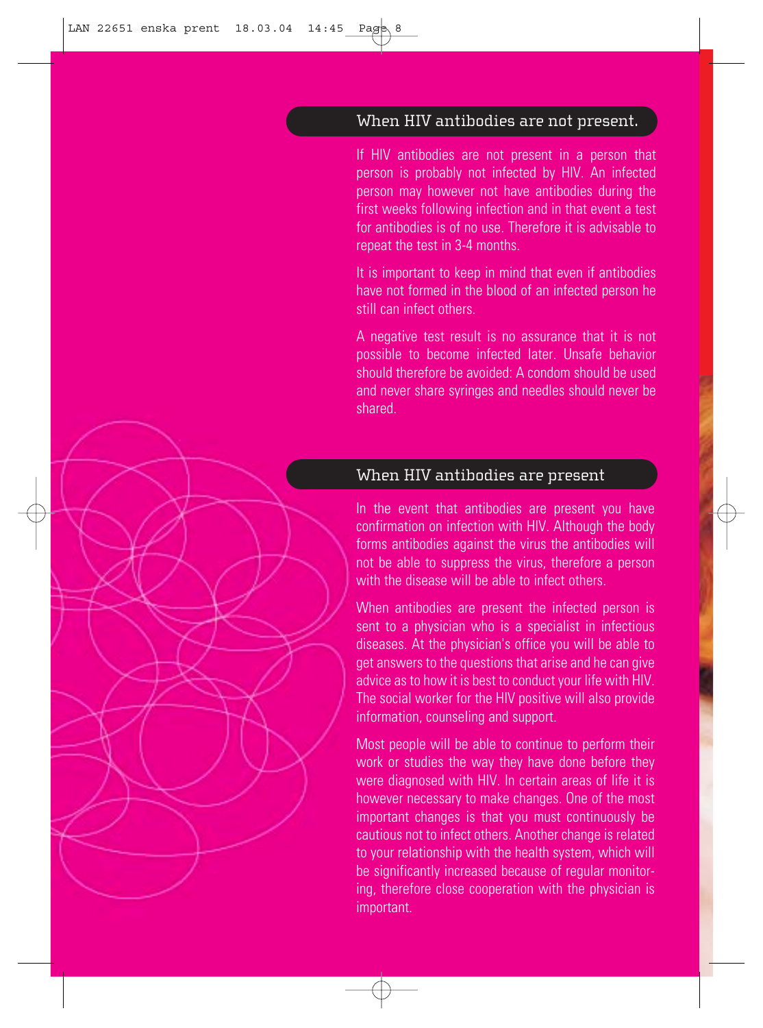## When HIV antibodies are not present.

If HIV antibodies are not present in a person that person is probably not infected by HIV. An infected person may however not have antibodies during the first weeks following infection and in that event a test for antibodies is of no use. Therefore it is advisable to repeat the test in 3-4 months.

It is important to keep in mind that even if antibodies have not formed in the blood of an infected person he still can infect others.

A negative test result is no assurance that it is not possible to become infected later. Unsafe behavior should therefore be avoided: A condom should be used and never share syringes and needles should never be shared.

## When HIV antibodies are present

In the event that antibodies are present you have confirmation on infection with HIV. Although the body forms antibodies against the virus the antibodies will not be able to suppress the virus, therefore a person with the disease will be able to infect others.

When antibodies are present the infected person is sent to a physician who is a specialist in infectious diseases. At the physician's office you will be able to get answers to the questions that arise and he can give advice as to how it is best to conduct your life with HIV. The social worker for the HIV positive will also provide information, counseling and support.

Most people will be able to continue to perform their work or studies the way they have done before they were diagnosed with HIV. In certain areas of life it is however necessary to make changes. One of the most important changes is that you must continuously be cautious not to infect others. Another change is related to your relationship with the health system, which will be significantly increased because of regular monitoring, therefore close cooperation with the physician is important.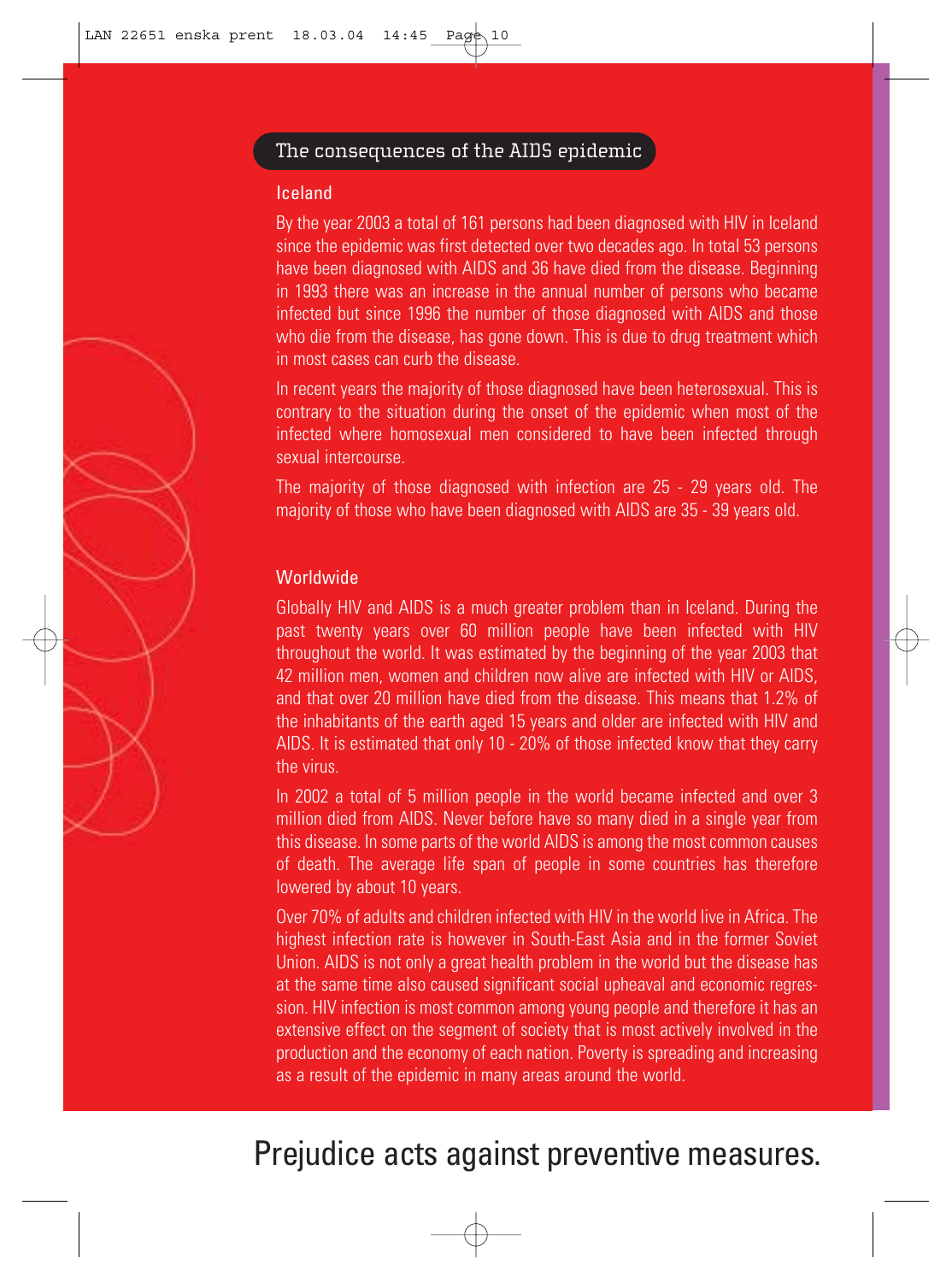## The consequences of the AIDS epidemic

### Iceland

By the year 2003 a total of 161 persons had been diagnosed with HIV in Iceland since the epidemic was first detected over two decades ago. In total 53 persons have been diagnosed with AIDS and 36 have died from the disease. Beginning in 1993 there was an increase in the annual number of persons who became infected but since 1996 the number of those diagnosed with AIDS and those who die from the disease, has gone down. This is due to drug treatment which in most cases can curb the disease.

In recent years the majority of those diagnosed have been heterosexual. This is contrary to the situation during the onset of the epidemic when most of the infected where homosexual men considered to have been infected through sexual intercourse.

The majority of those diagnosed with infection are 25 - 29 years old. The majority of those who have been diagnosed with AIDS are 35 - 39 years old.

### Worldwide

Globally HIV and AIDS is a much greater problem than in Iceland. During the past twenty years over 60 million people have been infected with HIV throughout the world. It was estimated by the beginning of the year 2003 that 42 million men, women and children now alive are infected with HIV or AIDS, and that over 20 million have died from the disease. This means that 1.2% of the inhabitants of the earth aged 15 years and older are infected with HIV and AIDS. It is estimated that only 10 - 20% of those infected know that they carry the virus.

In 2002 a total of 5 million people in the world became infected and over 3 million died from AIDS. Never before have so many died in a single year from this disease. In some parts of the world AIDS is among the most common causes of death. The average life span of people in some countries has therefore lowered by about 10 years.

Over 70% of adults and children infected with HIV in the world live in Africa. The highest infection rate is however in South-East Asia and in the former Soviet Union. AIDS is not only a great health problem in the world but the disease has at the same time also caused significant social upheaval and economic regression. HIV infection is most common among young people and therefore it has an extensive effect on the segment of society that is most actively involved in the production and the economy of each nation. Poverty is spreading and increasing as a result of the epidemic in many areas around the world.

Prejudice acts against preventive measures.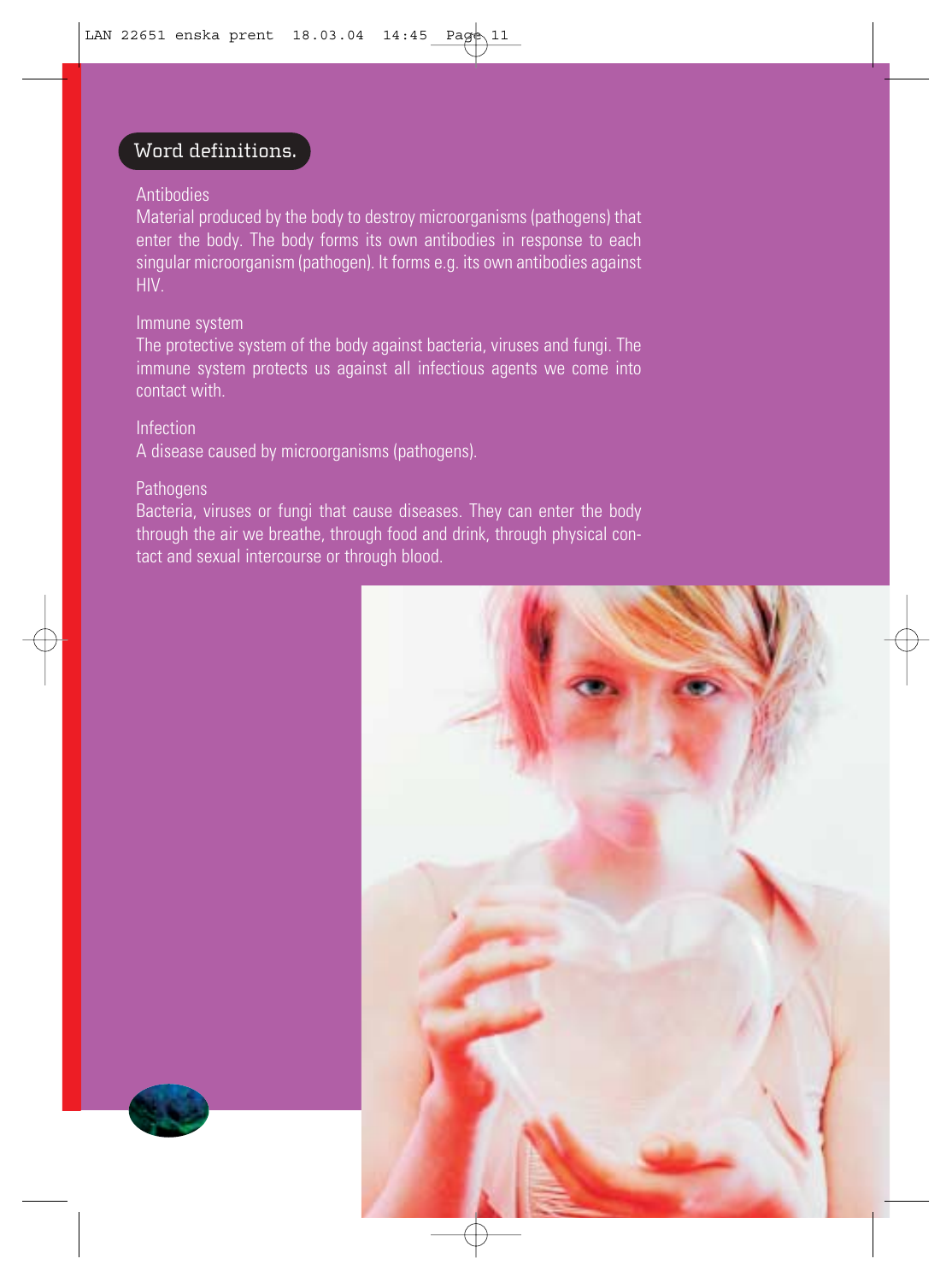## Word definitions.

**Antibodies**
Material produced by the body to destroy microorganisms (pathogens) that enter the body. The body forms its own antibodies in response to each singular microorganism (pathogen). It forms e.g. its own antibodies against HIV.

**Immune system**
The protective system of the body against bacteria, viruses and fungi. The immune system protects us against all infectious agents we come into contact with.

**Infection**
A disease caused by microorganisms (pathogens).

**Pathogens**
Bacteria, viruses or fungi that cause diseases. They can enter the body through the air we breathe, through food and drink, through physical contact and sexual intercourse or through blood.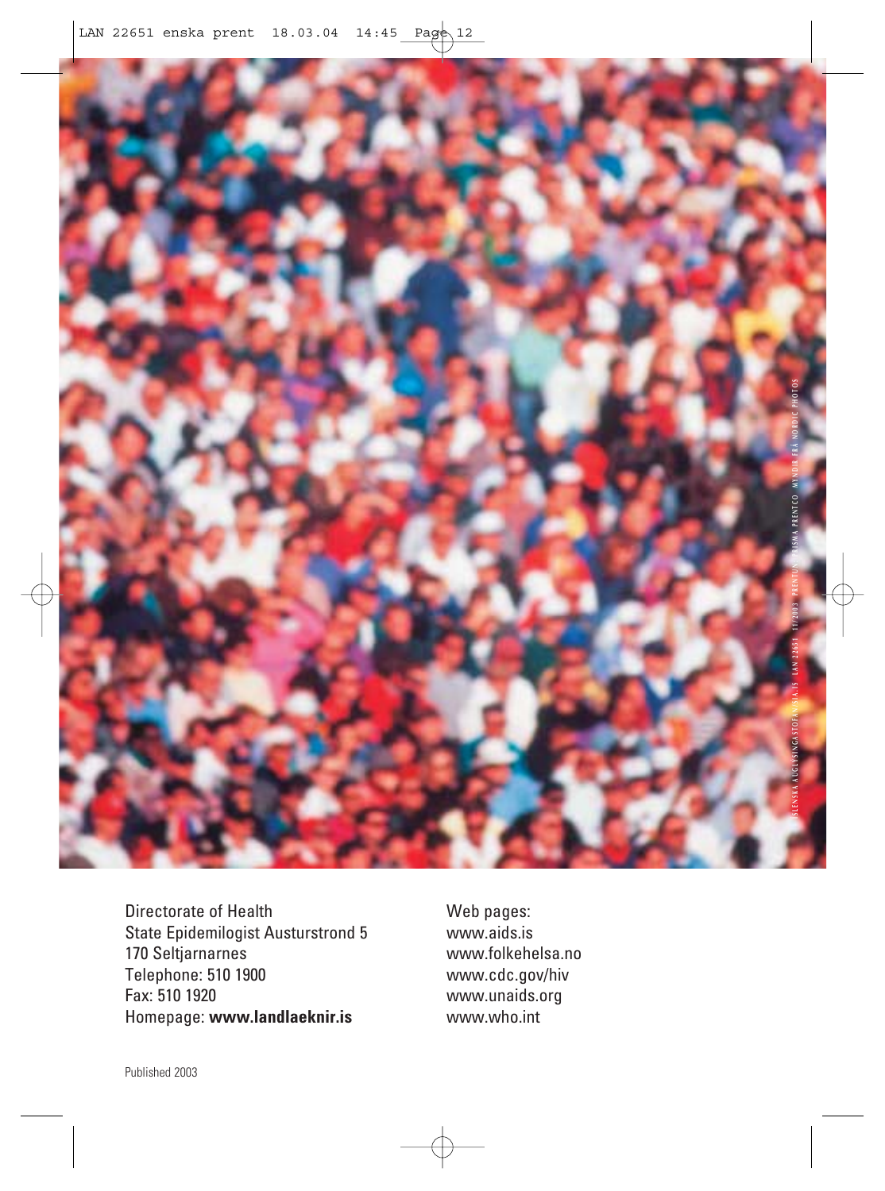Directorate of Health
State Epidemilogist Austurstrond 5
170 Seltjarnarnes
Telephone: 510 1900
Fax: 510 1920
Homepage: **www.landlaeknir.is**

Web pages:
www.aids.is
www.folkehelsa.no
www.cdc.gov/hiv
www.unaids.org
www.who.int

Published 2003